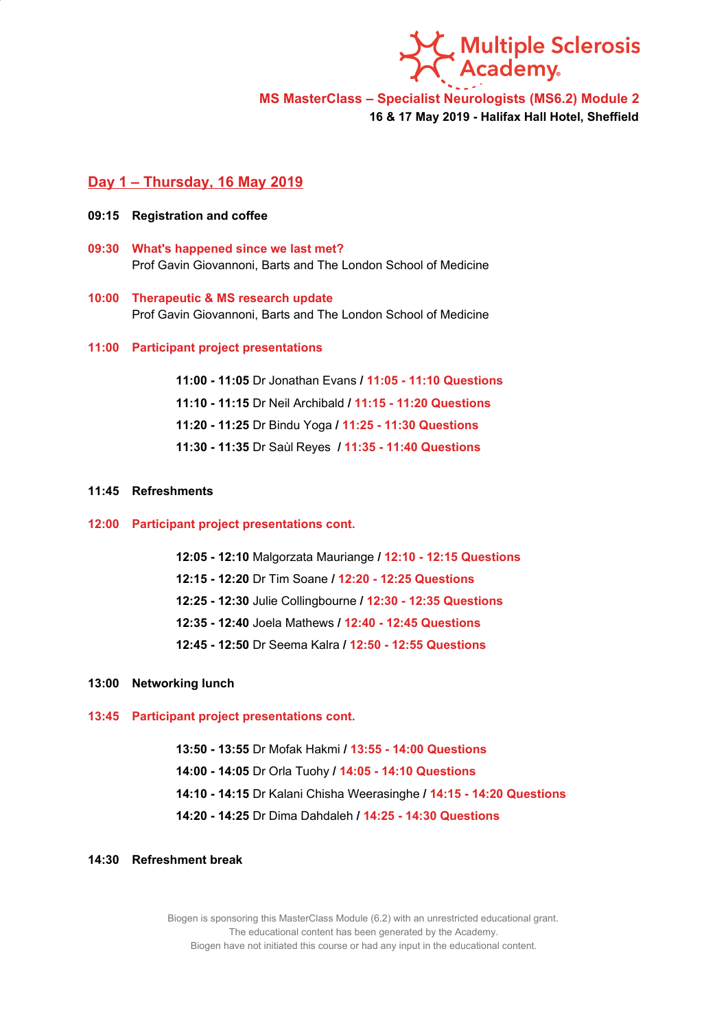Multiple Sclerosis Academy

**MS MasterClass – Specialist Neurologists (MS6.2) Module 2**

**16 & 17 May 2019 - Halifax Hall Hotel, Sheffield**

## Day 1 – Thursday, 16 May 2019

**09:15 Registration and coffee**

**09:30 What's happened since we last met?**
Prof Gavin Giovannoni, Barts and The London School of Medicine

**10:00 Therapeutic & MS research update**
Prof Gavin Giovannoni, Barts and The London School of Medicine

**11:00 Participant project presentations**

**11:00 - 11:05** Dr Jonathan Evans / **11:05 - 11:10 Questions**
**11:10 - 11:15** Dr Neil Archibald / **11:15 - 11:20 Questions**
**11:20 - 11:25** Dr Bindu Yoga / **11:25 - 11:30 Questions**
**11:30 - 11:35** Dr Saùl Reyes / **11:35 - 11:40 Questions**

**11:45 Refreshments**

**12:00 Participant project presentations cont.**

**12:05 - 12:10** Malgorzata Mauriange / **12:10 - 12:15 Questions**
**12:15 - 12:20** Dr Tim Soane / **12:20 - 12:25 Questions**
**12:25 - 12:30** Julie Collingbourne / **12:30 - 12:35 Questions**
**12:35 - 12:40** Joela Mathews / **12:40 - 12:45 Questions**
**12:45 - 12:50** Dr Seema Kalra / **12:50 - 12:55 Questions**

**13:00 Networking lunch**

**13:45 Participant project presentations cont.**

**13:50 - 13:55** Dr Mofak Hakmi / **13:55 - 14:00 Questions**
**14:00 - 14:05** Dr Orla Tuohy / **14:05 - 14:10 Questions**
**14:10 - 14:15** Dr Kalani Chisha Weerasinghe / **14:15 - 14:20 Questions**
**14:20 - 14:25** Dr Dima Dahdaleh / **14:25 - 14:30 Questions**

**14:30 Refreshment break**

Biogen is sponsoring this MasterClass Module (6.2) with an unrestricted educational grant.
The educational content has been generated by the Academy.
Biogen have not initiated this course or had any input in the educational content.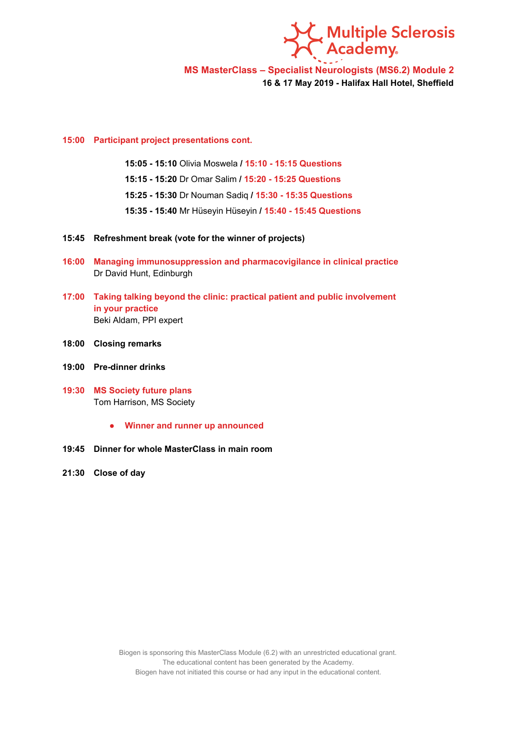**MS MasterClass – Specialist Neurologists (MS6.2) Module 2**
**16 & 17 May 2019 - Halifax Hall Hotel, Sheffield**

**15:00 Participant project presentations cont.**

- **15:05 - 15:10** Olivia Moswela / **15:10 - 15:15 Questions**
- **15:15 - 15:20** Dr Omar Salim / **15:20 - 15:25 Questions**
- **15:25 - 15:30** Dr Nouman Sadiq / **15:30 - 15:35 Questions**
- **15:35 - 15:40** Mr Hüseyin Hüseyin / **15:40 - 15:45 Questions**

**15:45 Refreshment break (vote for the winner of projects)**

**16:00 Managing immunosuppression and pharmacovigilance in clinical practice**
Dr David Hunt, Edinburgh

**17:00 Taking talking beyond the clinic: practical patient and public involvement in your practice**
Beki Aldam, PPI expert

**18:00 Closing remarks**

**19:00 Pre-dinner drinks**

**19:30 MS Society future plans**
Tom Harrison, MS Society

- **Winner and runner up announced**

**19:45 Dinner for whole MasterClass in main room**

**21:30 Close of day**

Biogen is sponsoring this MasterClass Module (6.2) with an unrestricted educational grant.
The educational content has been generated by the Academy.
Biogen have not initiated this course or had any input in the educational content.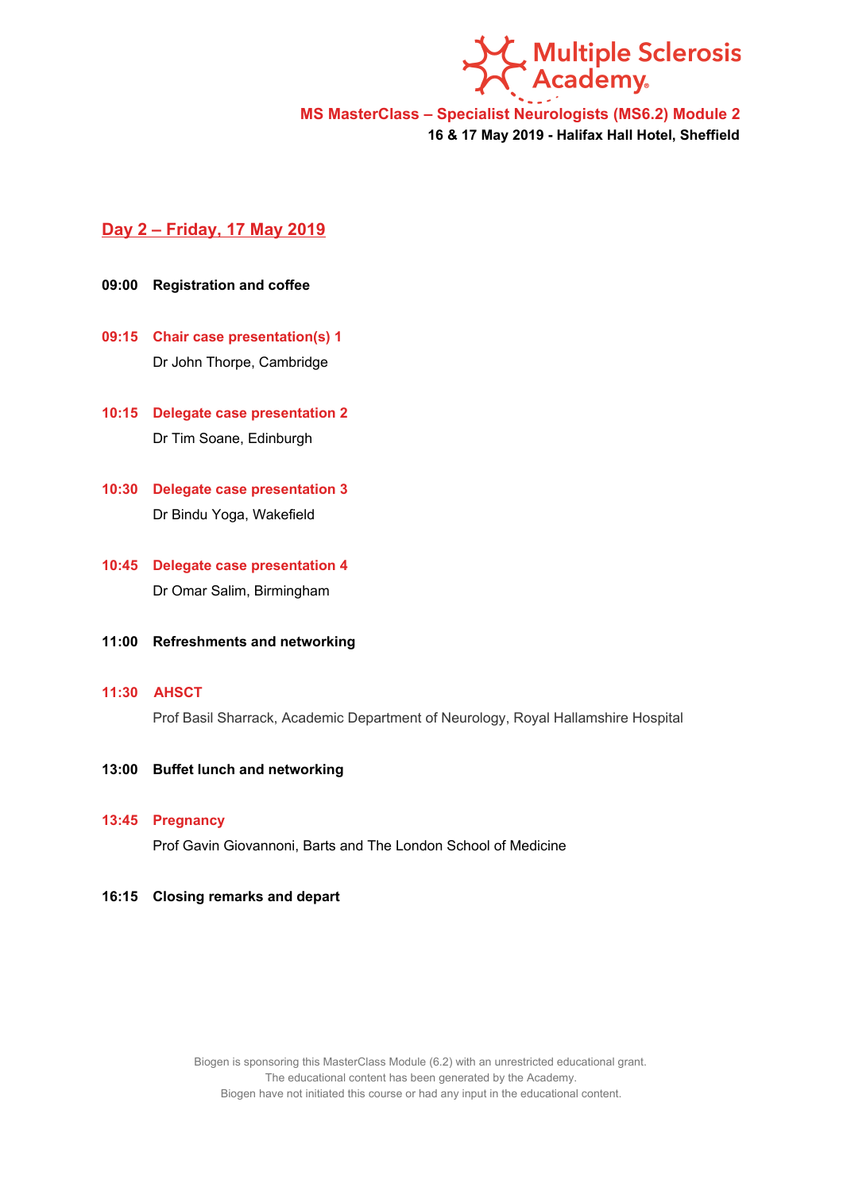**MS MasterClass – Specialist Neurologists (MS6.2) Module 2**

**16 & 17 May 2019 - Halifax Hall Hotel, Sheffield**

## Day 2 – Friday, 17 May 2019

**09:00 Registration and coffee**

**09:15 Chair case presentation(s) 1**

Dr John Thorpe, Cambridge

**10:15 Delegate case presentation 2**

Dr Tim Soane, Edinburgh

**10:30 Delegate case presentation 3**

Dr Bindu Yoga, Wakefield

**10:45 Delegate case presentation 4**

Dr Omar Salim, Birmingham

**11:00 Refreshments and networking**

**11:30 AHSCT**

Prof Basil Sharrack, Academic Department of Neurology, Royal Hallamshire Hospital

**13:00 Buffet lunch and networking**

**13:45 Pregnancy**

Prof Gavin Giovannoni, Barts and The London School of Medicine

**16:15 Closing remarks and depart**

Biogen is sponsoring this MasterClass Module (6.2) with an unrestricted educational grant.
The educational content has been generated by the Academy.
Biogen have not initiated this course or had any input in the educational content.